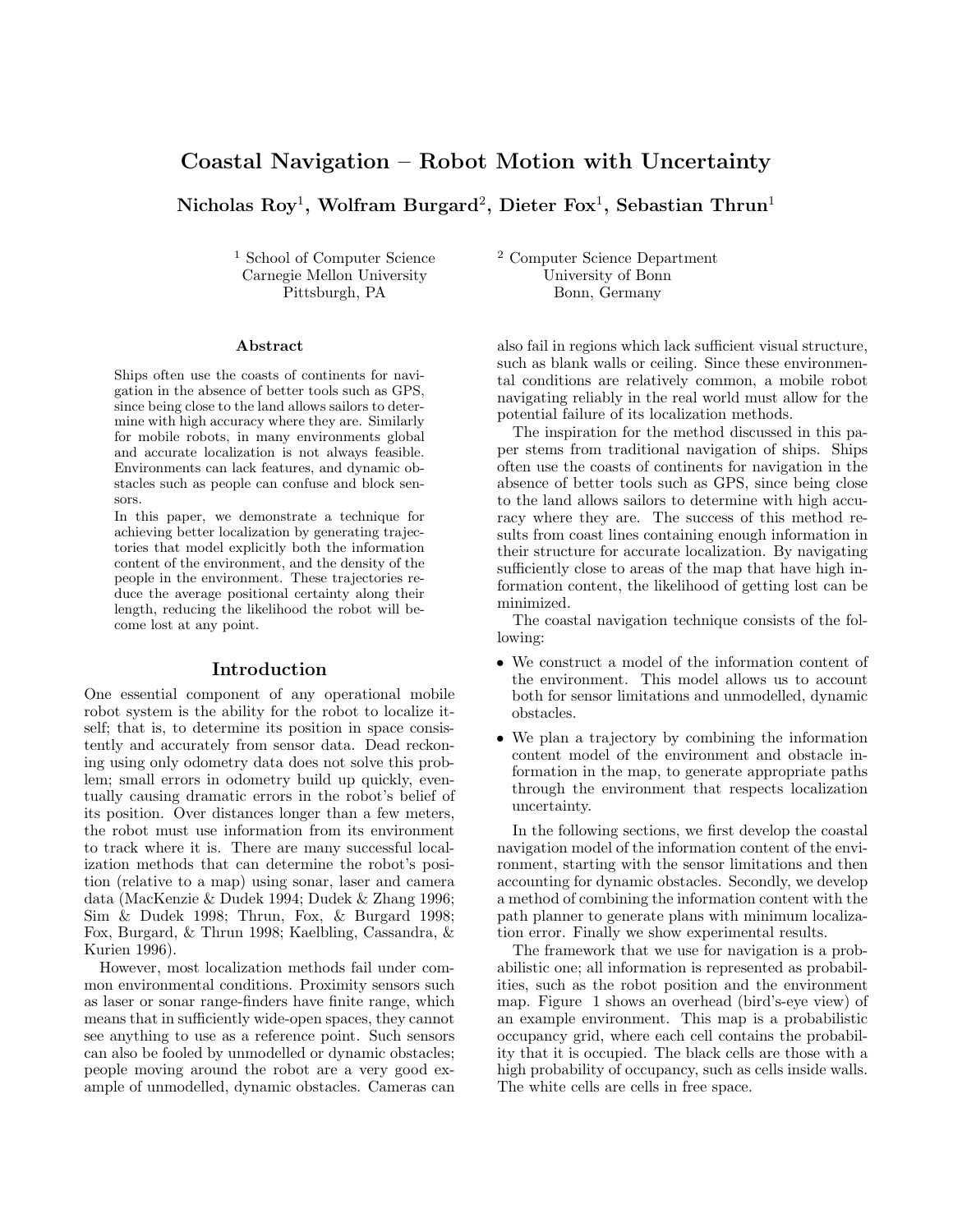# Coastal Navigation – Robot Motion with Uncertainty

**Nicholas Roy[1], Wolfram Burgard[2], Dieter Fox[1], Sebastian Thrun[1]**

[1] School of Computer Science
Carnegie Mellon University
Pittsburgh, PA

[2] Computer Science Department
University of Bonn
Bonn, Germany

### Abstract

Ships often use the coasts of continents for navigation in the absence of better tools such as GPS, since being close to the land allows sailors to determine with high accuracy where they are. Similarly for mobile robots, in many environments global and accurate localization is not always feasible. Environments can lack features, and dynamic obstacles such as people can confuse and block sensors.

In this paper, we demonstrate a technique for achieving better localization by generating trajectories that model explicitly both the information content of the environment, and the density of the people in the environment. These trajectories reduce the average positional certainty along their length, reducing the likelihood the robot will become lost at any point.

## Introduction

One essential component of any operational mobile robot system is the ability for the robot to localize itself; that is, to determine its position in space consistently and accurately from sensor data. Dead reckoning using only odometry data does not solve this problem; small errors in odometry build up quickly, eventually causing dramatic errors in the robot's belief of its position. Over distances longer than a few meters, the robot must use information from its environment to track where it is. There are many successful localization methods that can determine the robot's position (relative to a map) using sonar, laser and camera data (MacKenzie & Dudek 1994; Dudek & Zhang 1996; Sim & Dudek 1998; Thrun, Fox, & Burgard 1998; Fox, Burgard, & Thrun 1998; Kaelbling, Cassandra, & Kurien 1996).

However, most localization methods fail under common environmental conditions. Proximity sensors such as laser or sonar range-finders have finite range, which means that in sufficiently wide-open spaces, they cannot see anything to use as a reference point. Such sensors can also be fooled by unmodelled or dynamic obstacles; people moving around the robot are a very good example of unmodelled, dynamic obstacles. Cameras can also fail in regions which lack sufficient visual structure, such as blank walls or ceiling. Since these environmental conditions are relatively common, a mobile robot navigating reliably in the real world must allow for the potential failure of its localization methods.

The inspiration for the method discussed in this paper stems from traditional navigation of ships. Ships often use the coasts of continents for navigation in the absence of better tools such as GPS, since being close to the land allows sailors to determine with high accuracy where they are. The success of this method results from coast lines containing enough information in their structure for accurate localization. By navigating sufficiently close to areas of the map that have high information content, the likelihood of getting lost can be minimized.

The coastal navigation technique consists of the following:

- We construct a model of the information content of the environment. This model allows us to account both for sensor limitations and unmodelled, dynamic obstacles.
- We plan a trajectory by combining the information content model of the environment and obstacle information in the map, to generate appropriate paths through the environment that respects localization uncertainty.

In the following sections, we first develop the coastal navigation model of the information content of the environment, starting with the sensor limitations and then accounting for dynamic obstacles. Secondly, we develop a method of combining the information content with the path planner to generate plans with minimum localization error. Finally we show experimental results.

The framework that we use for navigation is a probabilistic one; all information is represented as probabilities, such as the robot position and the environment map. Figure 1 shows an overhead (bird's-eye view) of an example environment. This map is a probabilistic occupancy grid, where each cell contains the probability that it is occupied. The black cells are those with a high probability of occupancy, such as cells inside walls. The white cells are cells in free space.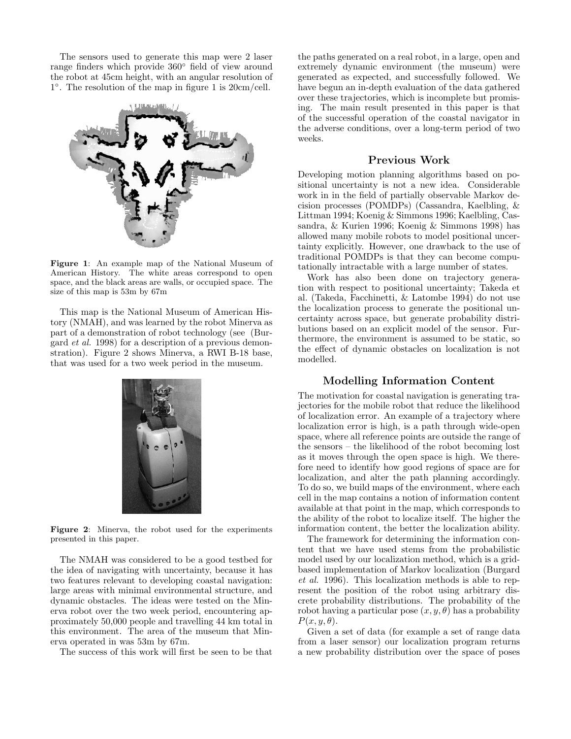The sensors used to generate this map were 2 laser range finders which provide 360° field of view around the robot at 45cm height, with an angular resolution of 1°. The resolution of the map in figure 1 is 20cm/cell.

**Figure 1**: An example map of the National Museum of American History. The white areas correspond to open space, and the black areas are walls, or occupied space. The size of this map is 53m by 67m

This map is the National Museum of American History (NMAH), and was learned by the robot Minerva as part of a demonstration of robot technology (see (Burgard *et al.* 1998) for a description of a previous demonstration). Figure 2 shows Minerva, a RWI B-18 base, that was used for a two week period in the museum.

**Figure 2**: Minerva, the robot used for the experiments presented in this paper.

The NMAH was considered to be a good testbed for the idea of navigating with uncertainty, because it has two features relevant to developing coastal navigation: large areas with minimal environmental structure, and dynamic obstacles. The ideas were tested on the Minerva robot over the two week period, encountering approximately 50,000 people and travelling 44 km total in this environment. The area of the museum that Minerva operated in was 53m by 67m.

The success of this work will first be seen to be that the paths generated on a real robot, in a large, open and extremely dynamic environment (the museum) were generated as expected, and successfully followed. We have begun an in-depth evaluation of the data gathered over these trajectories, which is incomplete but promising. The main result presented in this paper is that of the successful operation of the coastal navigator in the adverse conditions, over a long-term period of two weeks.

## Previous Work

Developing motion planning algorithms based on positional uncertainty is not a new idea. Considerable work in in the field of partially observable Markov decision processes (POMDPs) (Cassandra, Kaelbling, & Littman 1994; Koenig & Simmons 1996; Kaelbling, Cassandra, & Kurien 1996; Koenig & Simmons 1998) has allowed many mobile robots to model positional uncertainty explicitly. However, one drawback to the use of traditional POMDPs is that they can become computationally intractable with a large number of states.

Work has also been done on trajectory generation with respect to positional uncertainty; Takeda et al. (Takeda, Facchinetti, & Latombe 1994) do not use the localization process to generate the positional uncertainty across space, but generate probability distributions based on an explicit model of the sensor. Furthermore, the environment is assumed to be static, so the effect of dynamic obstacles on localization is not modelled.

## Modelling Information Content

The motivation for coastal navigation is generating trajectories for the mobile robot that reduce the likelihood of localization error. An example of a trajectory where localization error is high, is a path through wide-open space, where all reference points are outside the range of the sensors – the likelihood of the robot becoming lost as it moves through the open space is high. We therefore need to identify how good regions of space are for localization, and alter the path planning accordingly. To do so, we build maps of the environment, where each cell in the map contains a notion of information content available at that point in the map, which corresponds to the ability of the robot to localize itself. The higher the information content, the better the localization ability.

The framework for determining the information content that we have used stems from the probabilistic model used by our localization method, which is a grid-based implementation of Markov localization (Burgard *et al.* 1996). This localization methods is able to represent the position of the robot using arbitrary discrete probability distributions. The probability of the robot having a particular pose $(x, y, \theta)$ has a probability $P(x, y, \theta)$.

Given a set of data (for example a set of range data from a laser sensor) our localization program returns a new probability distribution over the space of poses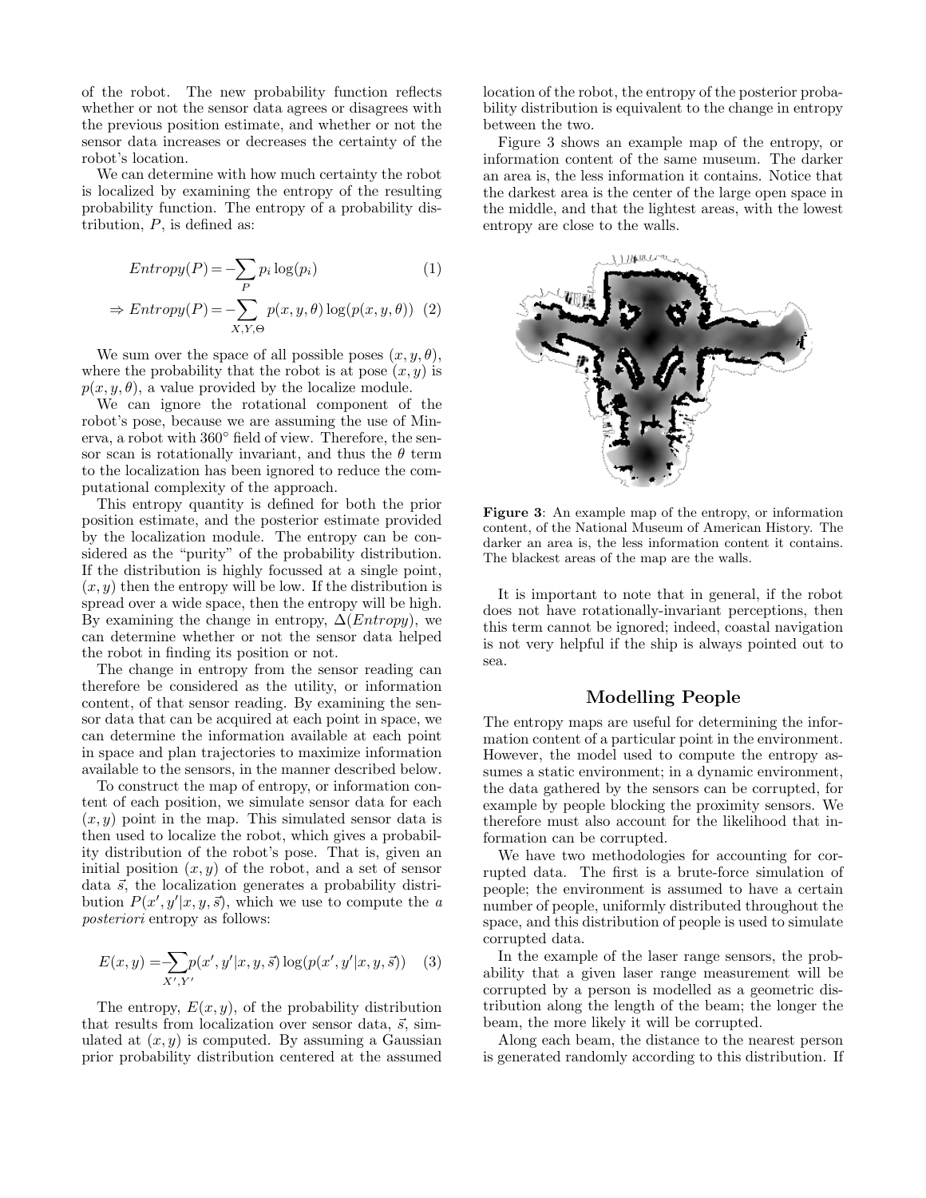of the robot. The new probability function reflects whether or not the sensor data agrees or disagrees with the previous position estimate, and whether or not the sensor data increases or decreases the certainty of the robot's location.

We can determine with how much certainty the robot is localized by examining the entropy of the resulting probability function. The entropy of a probability distribution, $P$, is defined as:

$$Entropy(P) = -\sum_{P} p_i \log(p_i) \quad (1)$$

$$\Rightarrow Entropy(P) = -\sum_{X,Y,\Theta} p(x,y,\theta) \log(p(x,y,\theta)) \quad (2)$$

We sum over the space of all possible poses $(x, y, \theta)$, where the probability that the robot is at pose $(x, y)$ is $p(x, y, \theta)$, a value provided by the localize module.

We can ignore the rotational component of the robot's pose, because we are assuming the use of Minerva, a robot with 360° field of view. Therefore, the sensor scan is rotationally invariant, and thus the $\theta$ term to the localization has been ignored to reduce the computational complexity of the approach.

This entropy quantity is defined for both the prior position estimate, and the posterior estimate provided by the localization module. The entropy can be considered as the "purity" of the probability distribution. If the distribution is highly focussed at a single point, $(x, y)$ then the entropy will be low. If the distribution is spread over a wide space, then the entropy will be high. By examining the change in entropy, $\Delta(Entropy)$, we can determine whether or not the sensor data helped the robot in finding its position or not.

The change in entropy from the sensor reading can therefore be considered as the utility, or information content, of that sensor reading. By examining the sensor data that can be acquired at each point in space, we can determine the information available at each point in space and plan trajectories to maximize information available to the sensors, in the manner described below.

To construct the map of entropy, or information content of each position, we simulate sensor data for each $(x, y)$ point in the map. This simulated sensor data is then used to localize the robot, which gives a probability distribution of the robot's pose. That is, given an initial position $(x, y)$ of the robot, and a set of sensor data $\vec{s}$, the localization generates a probability distribution $P(x', y'|x, y, \vec{s})$, which we use to compute the *a posteriori* entropy as follows:

$$E(x,y) = -\sum_{X',Y'} p(x',y'|x,y,\vec{s}) \log(p(x',y'|x,y,\vec{s})) \quad (3)$$

The entropy, $E(x, y)$, of the probability distribution that results from localization over sensor data, $\vec{s}$, simulated at $(x, y)$ is computed. By assuming a Gaussian prior probability distribution centered at the assumed location of the robot, the entropy of the posterior probability distribution is equivalent to the change in entropy between the two.

Figure 3 shows an example map of the entropy, or information content of the same museum. The darker an area is, the less information it contains. Notice that the darkest area is the center of the large open space in the middle, and that the lightest areas, with the lowest entropy are close to the walls.

**Figure 3**: An example map of the entropy, or information content, of the National Museum of American History. The darker an area is, the less information content it contains. The blackest areas of the map are the walls.

It is important to note that in general, if the robot does not have rotationally-invariant perceptions, then this term cannot be ignored; indeed, coastal navigation is not very helpful if the ship is always pointed out to sea.

## Modelling People

The entropy maps are useful for determining the information content of a particular point in the environment. However, the model used to compute the entropy assumes a static environment; in a dynamic environment, the data gathered by the sensors can be corrupted, for example by people blocking the proximity sensors. We therefore must also account for the likelihood that information can be corrupted.

We have two methodologies for accounting for corrupted data. The first is a brute-force simulation of people; the environment is assumed to have a certain number of people, uniformly distributed throughout the space, and this distribution of people is used to simulate corrupted data.

In the example of the laser range sensors, the probability that a given laser range measurement will be corrupted by a person is modelled as a geometric distribution along the length of the beam; the longer the beam, the more likely it will be corrupted.

Along each beam, the distance to the nearest person is generated randomly according to this distribution. If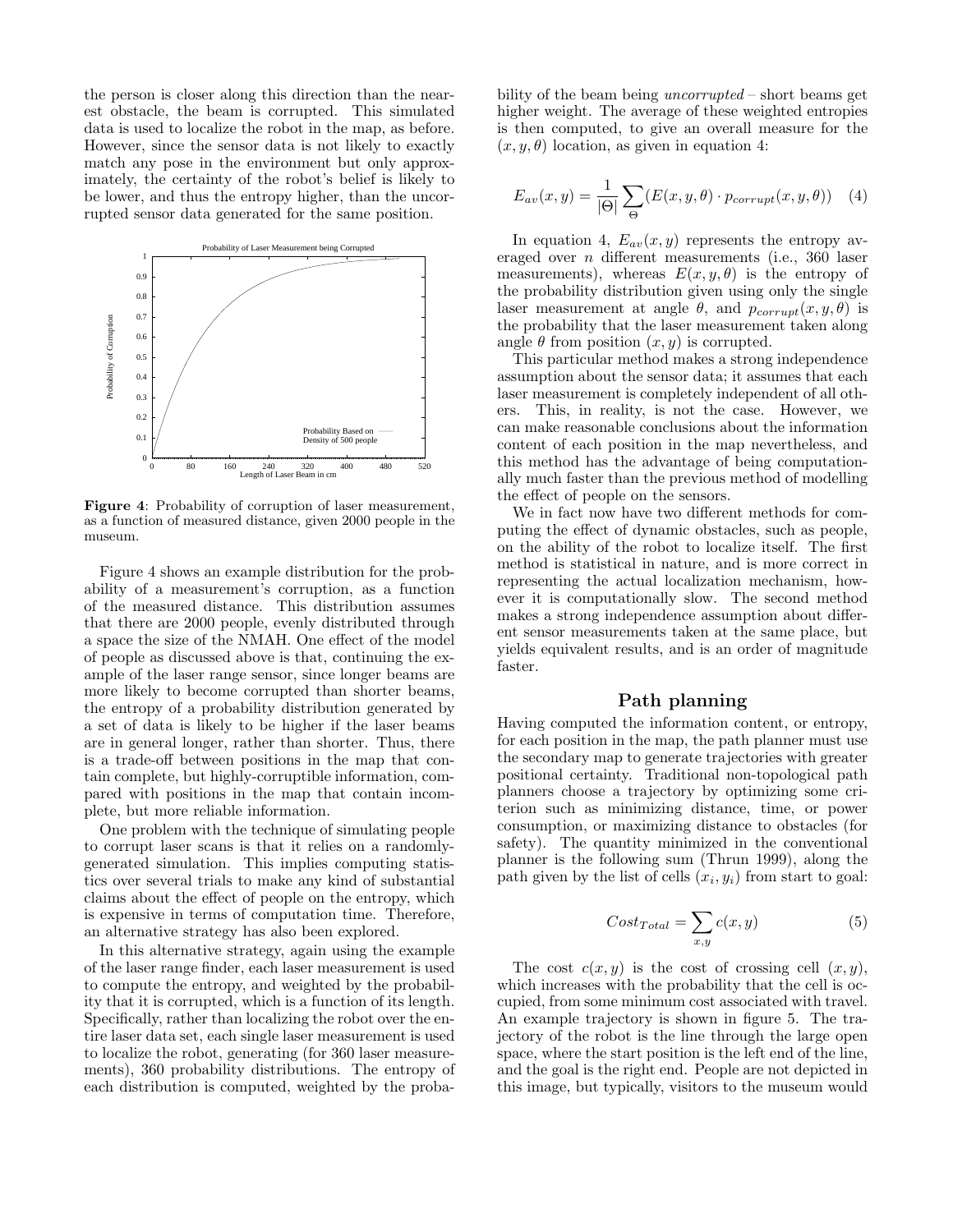the person is closer along this direction than the nearest obstacle, the beam is corrupted. This simulated data is used to localize the robot in the map, as before. However, since the sensor data is not likely to exactly match any pose in the environment but only approximately, the certainty of the robot's belief is likely to be lower, and thus the entropy higher, than the uncorrupted sensor data generated for the same position.

**Figure 4**: Probability of corruption of laser measurement, as a function of measured distance, given 2000 people in the museum.

Figure 4 shows an example distribution for the probability of a measurement's corruption, as a function of the measured distance. This distribution assumes that there are 2000 people, evenly distributed through a space the size of the NMAH. One effect of the model of people as discussed above is that, continuing the example of the laser range sensor, since longer beams are more likely to become corrupted than shorter beams, the entropy of a probability distribution generated by a set of data is likely to be higher if the laser beams are in general longer, rather than shorter. Thus, there is a trade-off between positions in the map that contain complete, but highly-corruptible information, compared with positions in the map that contain incomplete, but more reliable information.

One problem with the technique of simulating people to corrupt laser scans is that it relies on a randomly-generated simulation. This implies computing statistics over several trials to make any kind of substantial claims about the effect of people on the entropy, which is expensive in terms of computation time. Therefore, an alternative strategy has also been explored.

In this alternative strategy, again using the example of the laser range finder, each laser measurement is used to compute the entropy, and weighted by the probability that it is corrupted, which is a function of its length. Specifically, rather than localizing the robot over the entire laser data set, each single laser measurement is used to localize the robot, generating (for 360 laser measurements), 360 probability distributions. The entropy of each distribution is computed, weighted by the probability of the beam being *uncorrupted* – short beams get higher weight. The average of these weighted entropies is then computed, to give an overall measure for the $(x, y, \theta)$ location, as given in equation 4:

$$E_{av}(x, y) = \frac{1}{|\Theta|} \sum_{\Theta} (E(x, y, \theta) \cdot p_{corrupt}(x, y, \theta)) \quad (4)$$

In equation 4, $E_{av}(x, y)$ represents the entropy averaged over $n$ different measurements (i.e., 360 laser measurements), whereas $E(x, y, \theta)$ is the entropy of the probability distribution given using only the single laser measurement at angle $\theta$, and $p_{corrupt}(x, y, \theta)$ is the probability that the laser measurement taken along angle $\theta$ from position $(x, y)$ is corrupted.

This particular method makes a strong independence assumption about the sensor data; it assumes that each laser measurement is completely independent of all others. This, in reality, is not the case. However, we can make reasonable conclusions about the information content of each position in the map nevertheless, and this method has the advantage of being computationally much faster than the previous method of modelling the effect of people on the sensors.

We in fact now have two different methods for computing the effect of dynamic obstacles, such as people, on the ability of the robot to localize itself. The first method is statistical in nature, and is more correct in representing the actual localization mechanism, however it is computationally slow. The second method makes a strong independence assumption about different sensor measurements taken at the same place, but yields equivalent results, and is an order of magnitude faster.

## Path planning

Having computed the information content, or entropy, for each position in the map, the path planner must use the secondary map to generate trajectories with greater positional certainty. Traditional non-topological path planners choose a trajectory by optimizing some criterion such as minimizing distance, time, or power consumption, or maximizing distance to obstacles (for safety). The quantity minimized in the conventional planner is the following sum (Thrun 1999), along the path given by the list of cells $(x_i, y_i)$ from start to goal:

$$Cost_{Total} = \sum_{x,y} c(x, y) \quad (5)$$

The cost $c(x, y)$ is the cost of crossing cell $(x, y)$, which increases with the probability that the cell is occupied, from some minimum cost associated with travel. An example trajectory is shown in figure 5. The trajectory of the robot is the line through the large open space, where the start position is the left end of the line, and the goal is the right end. People are not depicted in this image, but typically, visitors to the museum would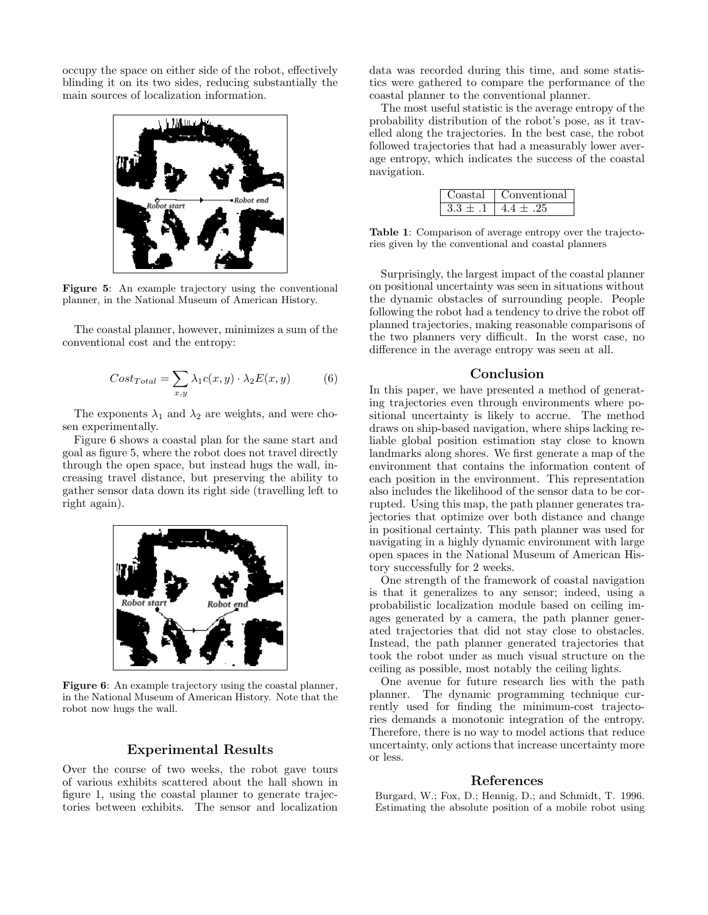occupy the space on either side of the robot, effectively blinding it on its two sides, reducing substantially the main sources of localization information.

**Figure 5**: An example trajectory using the conventional planner, in the National Museum of American History.

The coastal planner, however, minimizes a sum of the conventional cost and the entropy:

$$Cost_{Total} = \sum_{x,y} \lambda_1 c(x,y) \cdot \lambda_2 E(x,y) \tag{6}$$

The exponents $\lambda_1$ and $\lambda_2$ are weights, and were chosen experimentally.

Figure 6 shows a coastal plan for the same start and goal as figure 5, where the robot does not travel directly through the open space, but instead hugs the wall, increasing travel distance, but preserving the ability to gather sensor data down its right side (travelling left to right again).

**Figure 6**: An example trajectory using the coastal planner, in the National Museum of American History. Note that the robot now hugs the wall.

## Experimental Results

Over the course of two weeks, the robot gave tours of various exhibits scattered about the hall shown in figure 1, using the coastal planner to generate trajectories between exhibits. The sensor and localization data was recorded during this time, and some statistics were gathered to compare the performance of the coastal planner to the conventional planner.

The most useful statistic is the average entropy of the probability distribution of the robot's pose, as it travelled along the trajectories. In the best case, the robot followed trajectories that had a measurably lower average entropy, which indicates the success of the coastal navigation.

| Coastal | Conventional |
|---|---|
| $3.3 \pm .1$ | $4.4 \pm .25$ |

**Table 1**: Comparison of average entropy over the trajectories given by the conventional and coastal planners

Surprisingly, the largest impact of the coastal planner on positional uncertainty was seen in situations without the dynamic obstacles of surrounding people. People following the robot had a tendency to drive the robot off planned trajectories, making reasonable comparisons of the two planners very difficult. In the worst case, no difference in the average entropy was seen at all.

## Conclusion

In this paper, we have presented a method of generating trajectories even through environments where positional uncertainty is likely to accrue. The method draws on ship-based navigation, where ships lacking reliable global position estimation stay close to known landmarks along shores. We first generate a map of the environment that contains the information content of each position in the environment. This representation also includes the likelihood of the sensor data to be corrupted. Using this map, the path planner generates trajectories that optimize over both distance and change in positional certainty. This path planner was used for navigating in a highly dynamic environment with large open spaces in the National Museum of American History successfully for 2 weeks.

One strength of the framework of coastal navigation is that it generalizes to any sensor; indeed, using a probabilistic localization module based on ceiling images generated by a camera, the path planner generated trajectories that did not stay close to obstacles. Instead, the path planner generated trajectories that took the robot under as much visual structure on the ceiling as possible, most notably the ceiling lights.

One avenue for future research lies with the path planner. The dynamic programming technique currently used for finding the minimum-cost trajectories demands a monotonic integration of the entropy. Therefore, there is no way to model actions that reduce uncertainty, only actions that increase uncertainty more or less.

## References

Burgard, W.; Fox, D.; Hennig, D.; and Schmidt, T. 1996. Estimating the absolute position of a mobile robot using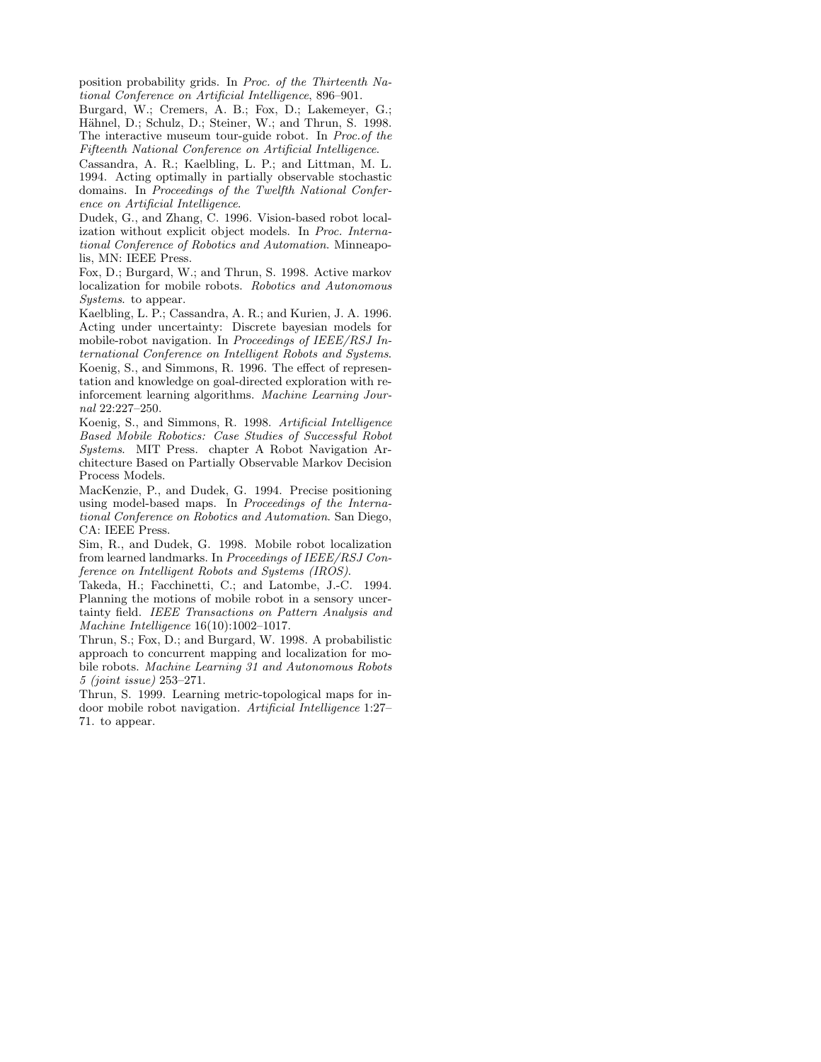position probability grids. In *Proc. of the Thirteenth National Conference on Artificial Intelligence*, 896–901.

Burgard, W.; Cremers, A. B.; Fox, D.; Lakemeyer, G.; Hähnel, D.; Schulz, D.; Steiner, W.; and Thrun, S. 1998. The interactive museum tour-guide robot. In *Proc.of the Fifteenth National Conference on Artificial Intelligence*.

Cassandra, A. R.; Kaelbling, L. P.; and Littman, M. L. 1994. Acting optimally in partially observable stochastic domains. In *Proceedings of the Twelfth National Conference on Artificial Intelligence*.

Dudek, G., and Zhang, C. 1996. Vision-based robot localization without explicit object models. In *Proc. International Conference of Robotics and Automation*. Minneapolis, MN: IEEE Press.

Fox, D.; Burgard, W.; and Thrun, S. 1998. Active markov localization for mobile robots. *Robotics and Autonomous Systems*. to appear.

Kaelbling, L. P.; Cassandra, A. R.; and Kurien, J. A. 1996. Acting under uncertainty: Discrete bayesian models for mobile-robot navigation. In *Proceedings of IEEE/RSJ International Conference on Intelligent Robots and Systems*.

Koenig, S., and Simmons, R. 1996. The effect of representation and knowledge on goal-directed exploration with reinforcement learning algorithms. *Machine Learning Journal* 22:227–250.

Koenig, S., and Simmons, R. 1998. *Artificial Intelligence Based Mobile Robotics: Case Studies of Successful Robot Systems*. MIT Press. chapter A Robot Navigation Architecture Based on Partially Observable Markov Decision Process Models.

MacKenzie, P., and Dudek, G. 1994. Precise positioning using model-based maps. In *Proceedings of the International Conference on Robotics and Automation*. San Diego, CA: IEEE Press.

Sim, R., and Dudek, G. 1998. Mobile robot localization from learned landmarks. In *Proceedings of IEEE/RSJ Conference on Intelligent Robots and Systems (IROS)*.

Takeda, H.; Facchinetti, C.; and Latombe, J.-C. 1994. Planning the motions of mobile robot in a sensory uncertainty field. *IEEE Transactions on Pattern Analysis and Machine Intelligence* 16(10):1002–1017.

Thrun, S.; Fox, D.; and Burgard, W. 1998. A probabilistic approach to concurrent mapping and localization for mobile robots. *Machine Learning 31 and Autonomous Robots 5 (joint issue)* 253–271.

Thrun, S. 1999. Learning metric-topological maps for indoor mobile robot navigation. *Artificial Intelligence* 1:27–71. to appear.